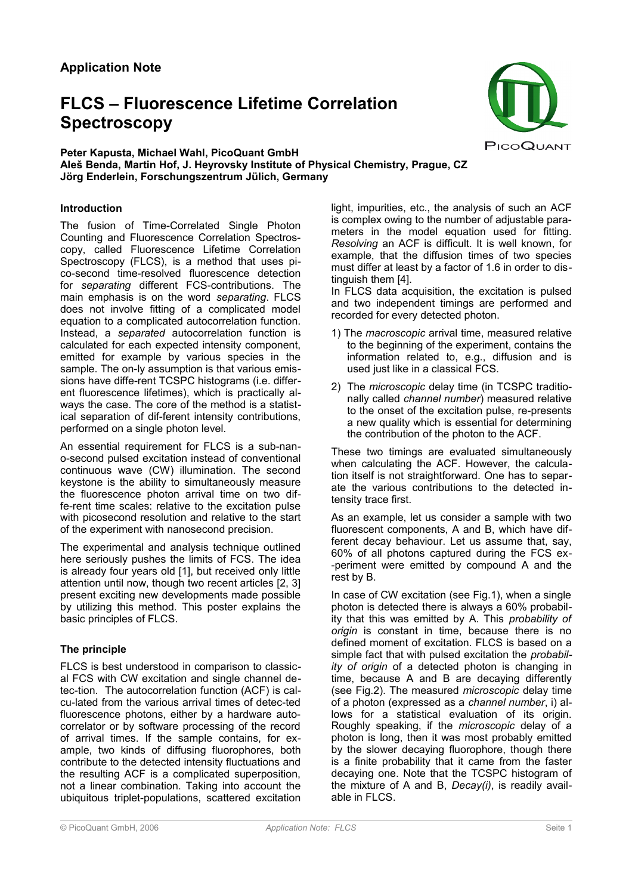**Application Note**

# FLCS – Fluorescence Lifetime Correlation Spectroscopy

**Peter Kapusta, Michael Wahl, PicoQuant GmbH**
**Aleš Benda, Martin Hof, J. Heyrovsky Institute of Physical Chemistry, Prague, CZ**
**Jörg Enderlein, Forschungszentrum Jülich, Germany**

### Introduction

The fusion of Time-Correlated Single Photon Counting and Fluorescence Correlation Spectroscopy, called Fluorescence Lifetime Correlation Spectroscopy (FLCS), is a method that uses pico-second time-resolved fluorescence detection for *separating* different FCS-contributions. The main emphasis is on the word *separating*. FLCS does not involve fitting of a complicated model equation to a complicated autocorrelation function. Instead, a *separated* autocorrelation function is calculated for each expected intensity component, emitted for example by various species in the sample. The on-ly assumption is that various emissions have diffe-rent TCSPC histograms (i.e. different fluorescence lifetimes), which is practically always the case. The core of the method is a statistical separation of dif-ferent intensity contributions, performed on a single photon level.

An essential requirement for FLCS is a sub-nano-second pulsed excitation instead of conventional continuous wave (CW) illumination. The second keystone is the ability to simultaneously measure the fluorescence photon arrival time on two diffe-rent time scales: relative to the excitation pulse with picosecond resolution and relative to the start of the experiment with nanosecond precision.

The experimental and analysis technique outlined here seriously pushes the limits of FCS. The idea is already four years old [1], but received only little attention until now, though two recent articles [2, 3] present exciting new developments made possible by utilizing this method. This poster explains the basic principles of FLCS.

### The principle

FLCS is best understood in comparison to classical FCS with CW excitation and single channel detec-tion. The autocorrelation function (ACF) is calcu-lated from the various arrival times of detec-ted fluorescence photons, either by a hardware autocorrelator or by software processing of the record of arrival times. If the sample contains, for example, two kinds of diffusing fluorophores, both contribute to the detected intensity fluctuations and the resulting ACF is a complicated superposition, not a linear combination. Taking into account the ubiquitous triplet-populations, scattered excitation light, impurities, etc., the analysis of such an ACF is complex owing to the number of adjustable parameters in the model equation used for fitting. *Resolving* an ACF is difficult. It is well known, for example, that the diffusion times of two species must differ at least by a factor of 1.6 in order to distinguish them [4].

In FLCS data acquisition, the excitation is pulsed and two independent timings are performed and recorded for every detected photon.

1) The *macroscopic* arrival time, measured relative to the beginning of the experiment, contains the information related to, e.g., diffusion and is used just like in a classical FCS.
2) The *microscopic* delay time (in TCSPC traditionally called *channel number*) measured relative to the onset of the excitation pulse, re-presents a new quality which is essential for determining the contribution of the photon to the ACF.

These two timings are evaluated simultaneously when calculating the ACF. However, the calculation itself is not straightforward. One has to separate the various contributions to the detected intensity trace first.

As an example, let us consider a sample with two fluorescent components, A and B, which have different decay behaviour. Let us assume that, say, 60% of all photons captured during the FCS ex--periment were emitted by compound A and the rest by B.

In case of CW excitation (see Fig.1), when a single photon is detected there is always a 60% probability that this was emitted by A. This *probability of origin* is constant in time, because there is no defined moment of excitation. FLCS is based on a simple fact that with pulsed excitation the *probability of origin* of a detected photon is changing in time, because A and B are decaying differently (see Fig.2). The measured *microscopic* delay time of a photon (expressed as a *channel number*, i) allows for a statistical evaluation of its origin. Roughly speaking, if the *microscopic* delay of a photon is long, then it was most probably emitted by the slower decaying fluorophore, though there is a finite probability that it came from the faster decaying one. Note that the TCSPC histogram of the mixture of A and B, *Decay(i)*, is readily available in FLCS.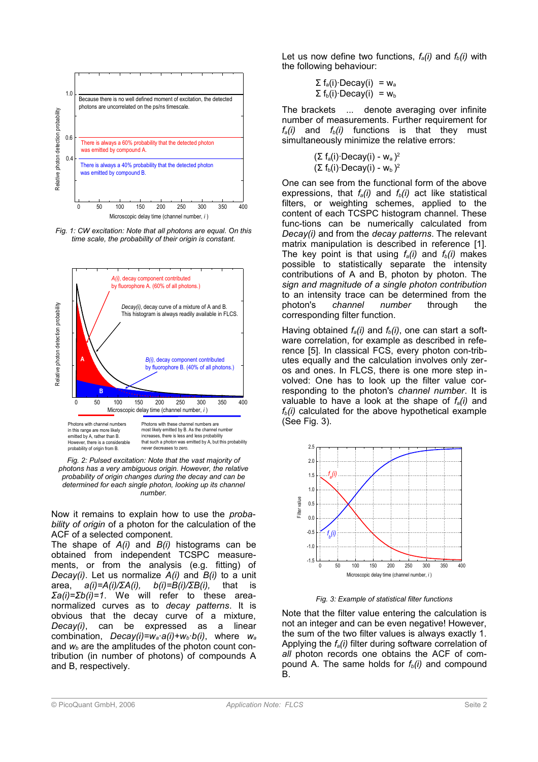Fig. 1: CW excitation: Note that all photons are equal. On this time scale, the probability of their origin is constant.

Fig. 2: Pulsed excitation: Note that the vast majority of photons has a very ambiguous origin. However, the relative probability of origin changes during the decay and can be determined for each single photon, looking up its channel number.

Now it remains to explain how to use the *probability of origin* of a photon for the calculation of the ACF of a selected component.

The shape of $A(i)$ and $B(i)$ histograms can be obtained from independent TCSPC measurements, or from the analysis (e.g. fitting) of $Decay(i)$. Let us normalize $A(i)$ and $B(i)$ to a unit area, $a(i)=A(i)/\Sigma A(i)$, $b(i)=B(i)/\Sigma B(i)$, that is $\Sigma a(i)=\Sigma b(i)=1$. We will refer to these area-normalized curves as to *decay patterns*. It is obvious that the decay curve of a mixture, $Decay(i)$, can be expressed as a linear combination, $Decay(i)=w_a \cdot a(i)+w_b \cdot b(i)$, where $w_a$ and $w_b$ are the amplitudes of the photon count contribution (in number of photons) of compounds A and B, respectively.

Let us now define two functions, $f_a(i)$ and $f_b(i)$ with the following behaviour:

$$\langle \Sigma f_a(i) \cdot Decay(i) \rangle = w_a$$
$$\langle \Sigma f_b(i) \cdot Decay(i) \rangle = w_b$$

The brackets $\langle ... \rangle$ denote averaging over infinite number of measurements. Further requirement for $f_a(i)$ and $f_b(i)$ functions is that they must simultaneously minimize the relative errors:

$$\langle (\Sigma f_a(i) \cdot Decay(i) - w_a)^2 \rangle$$
$$\langle (\Sigma f_b(i) \cdot Decay(i) - w_b)^2 \rangle$$

One can see from the functional form of the above expressions, that $f_a(i)$ and $f_b(i)$ act like statistical filters, or weighting schemes, applied to the content of each TCSPC histogram channel. These func-tions can be numerically calculated from *Decay(i)* and from the *decay patterns*. The relevant matrix manipulation is described in reference [1]. The key point is that using $f_a(i)$ and $f_b(i)$ makes possible to statistically separate the intensity contributions of A and B, photon by photon. The *sign and magnitude of a single photon contribution* to an intensity trace can be determined from the photon's *channel number* through the corresponding filter function.

Having obtained $f_a(i)$ and $f_b(i)$, one can start a software correlation, for example as described in reference [5]. In classical FCS, every photon con-tributes equally and the calculation involves only zeros and ones. In FLCS, there is one more step involved: One has to look up the filter value corresponding to the photon's *channel number*. It is valuable to have a look at the shape of $f_a(i)$ and $f_b(i)$ calculated for the above hypothetical example (See Fig. 3).

Fig. 3: Example of statistical filter functions

Note that the filter value entering the calculation is not an integer and can be even negative! However, the sum of the two filter values is always exactly 1. Applying the $f_a(i)$ filter during software correlation of *all* photon records one obtains the ACF of compound A. The same holds for $f_b(i)$ and compound B.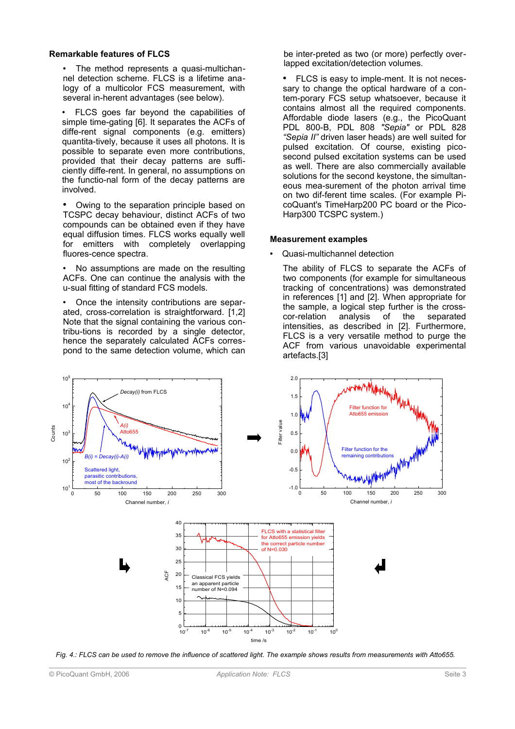## Remarkable features of FLCS

- The method represents a quasi-multichannel detection scheme. FLCS is a lifetime analogy of a multicolor FCS measurement, with several in-herent advantages (see below).

- FLCS goes far beyond the capabilities of simple time-gating [6]. It separates the ACFs of diffe-rent signal components (e.g. emitters) quantita-tively, because it uses all photons. It is possible to separate even more contributions, provided that their decay patterns are suffi-ciently diffe-rent. In general, no assumptions on the functio-nal form of the decay patterns are involved.

- Owing to the separation principle based on TCSPC decay behaviour, distinct ACFs of two compounds can be obtained even if they have equal diffusion times. FLCS works equally well for emitters with completely overlapping fluores-cence spectra.

- No assumptions are made on the resulting ACFs. One can continue the analysis with the u-sual fitting of standard FCS models.

- Once the intensity contributions are separated, cross-correlation is straightforward. [1,2] Note that the signal containing the various contribu-tions is recorded by a single detector, hence the separately calculated ACFs correspond to the same detection volume, which can be inter-preted as two (or more) perfectly over-lapped excitation/detection volumes.

- FLCS is easy to imple-ment. It is not necessary to change the optical hardware of a contem-porary FCS setup whatsoever, because it contains almost all the required components. Affordable diode lasers (e.g., the PicoQuant PDL 800-B, PDL 808 *"Sepia"* or PDL 828 *"Sepia II"* driven laser heads) are well suited for pulsed excitation. Of course, existing picosecond pulsed excitation systems can be used as well. There are also commercially available solutions for the second keystone, the simultaneous mea-surement of the photon arrival time on two dif-ferent time scales. (For example PicoQuant's TimeHarp200 PC board or the PicoHarp300 TCSPC system.)

## Measurement examples

- Quasi-multichannel detection

The ability of FLCS to separate the ACFs of two components (for example for simultaneous tracking of concentrations) was demonstrated in references [1] and [2]. When appropriate for the sample, a logical step further is the cross-cor-relation analysis of the separated intensities, as described in [2]. Furthermore, FLCS is a very versatile method to purge the ACF from various unavoidable experimental artefacts.[3]

*Fig. 4.: FLCS can be used to remove the influence of scattered light. The example shows results from measurements with Atto655.*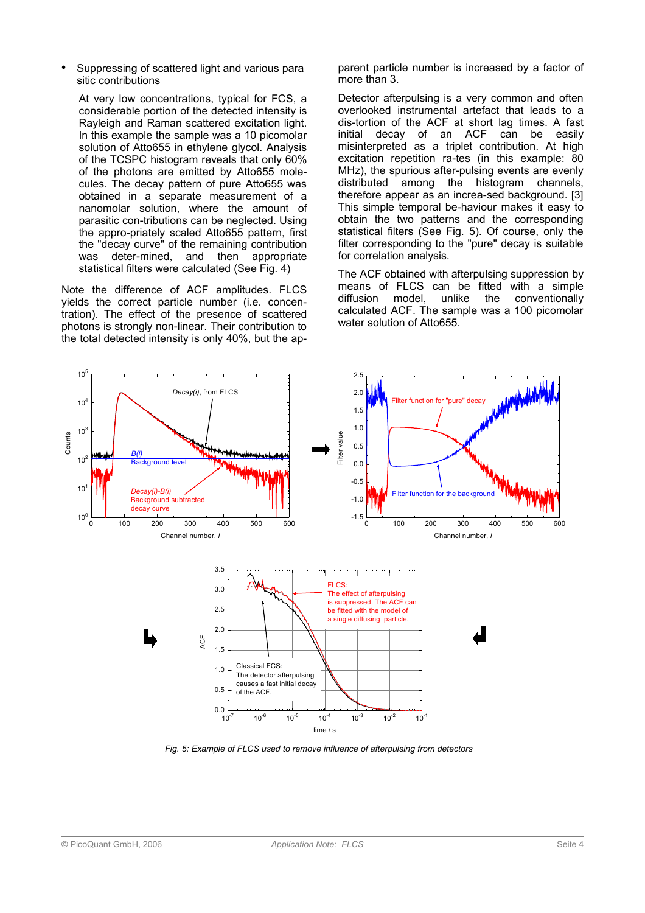- Suppressing of scattered light and various parasitic contributions

  At very low concentrations, typical for FCS, a considerable portion of the detected intensity is Rayleigh and Raman scattered excitation light. In this example the sample was a 10 picomolar solution of Atto655 in ethylene glycol. Analysis of the TCSPC histogram reveals that only 60% of the photons are emitted by Atto655 molecules. The decay pattern of pure Atto655 was obtained in a separate measurement of a nanomolar solution, where the amount of parasitic con-tributions can be neglected. Using the appro-priately scaled Atto655 pattern, first the "decay curve" of the remaining contribution was deter-mined, and then appropriate statistical filters were calculated (See Fig. 4)

Note the difference of ACF amplitudes. FLCS yields the correct particle number (i.e. concentration). The effect of the presence of scattered photons is strongly non-linear. Their contribution to the total detected intensity is only 40%, but the apparent particle number is increased by a factor of more than 3.

Detector afterpulsing is a very common and often overlooked instrumental artefact that leads to a dis-tortion of the ACF at short lag times. A fast initial decay of an ACF can be easily misinterpreted as a triplet contribution. At high excitation repetition ra-tes (in this example: 80 MHz), the spurious after-pulsing events are evenly distributed among the histogram channels, therefore appear as an increa-sed background. [3] This simple temporal be-haviour makes it easy to obtain the two patterns and the corresponding statistical filters (See Fig. 5). Of course, only the filter corresponding to the "pure" decay is suitable for correlation analysis.

The ACF obtained with afterpulsing suppression by means of FLCS can be fitted with a simple diffusion model, unlike the conventionally calculated ACF. The sample was a 100 picomolar water solution of Atto655.

*Fig. 5: Example of FLCS used to remove influence of afterpulsing from detectors*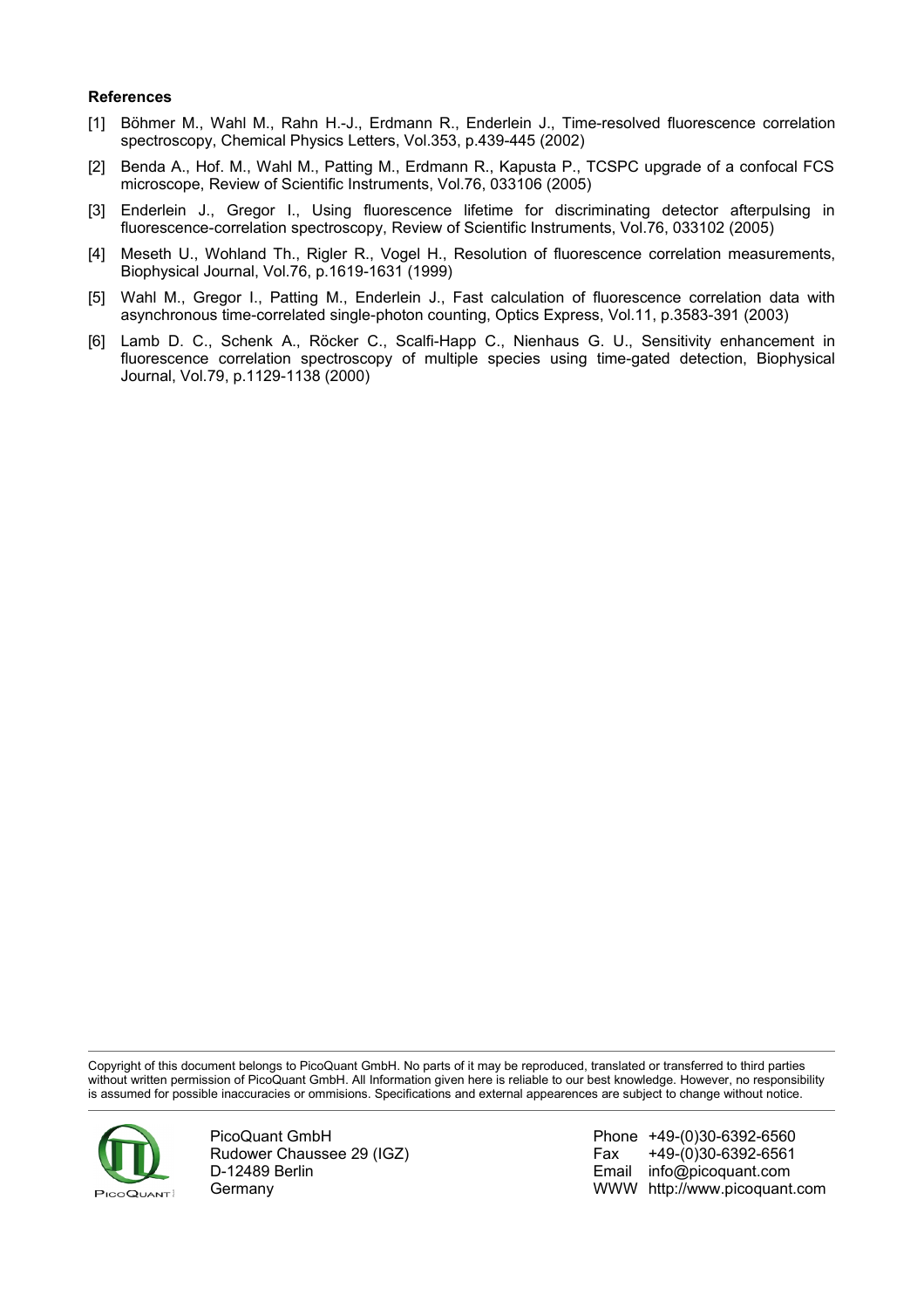**References**

[1] Böhmer M., Wahl M., Rahn H.-J., Erdmann R., Enderlein J., Time-resolved fluorescence correlation spectroscopy, Chemical Physics Letters, Vol.353, p.439-445 (2002)

[2] Benda A., Hof. M., Wahl M., Patting M., Erdmann R., Kapusta P., TCSPC upgrade of a confocal FCS microscope, Review of Scientific Instruments, Vol.76, 033106 (2005)

[3] Enderlein J., Gregor I., Using fluorescence lifetime for discriminating detector afterpulsing in fluorescence-correlation spectroscopy, Review of Scientific Instruments, Vol.76, 033102 (2005)

[4] Meseth U., Wohland Th., Rigler R., Vogel H., Resolution of fluorescence correlation measurements, Biophysical Journal, Vol.76, p.1619-1631 (1999)

[5] Wahl M., Gregor I., Patting M., Enderlein J., Fast calculation of fluorescence correlation data with asynchronous time-correlated single-photon counting, Optics Express, Vol.11, p.3583-391 (2003)

[6] Lamb D. C., Schenk A., Röcker C., Scalfi-Happ C., Nienhaus G. U., Sensitivity enhancement in fluorescence correlation spectroscopy of multiple species using time-gated detection, Biophysical Journal, Vol.79, p.1129-1138 (2000)

Copyright of this document belongs to PicoQuant GmbH. No parts of it may be reproduced, translated or transferred to third parties without written permission of PicoQuant GmbH. All Information given here is reliable to our best knowledge. However, no responsibility is assumed for possible inaccuracies or ommisions. Specifications and external appearences are subject to change without notice.

PicoQuant GmbH
Rudower Chaussee 29 (IGZ)
D-12489 Berlin
Germany

Phone +49-(0)30-6392-6560
Fax +49-(0)30-6392-6561
Email info@picoquant.com
WWW http://www.picoquant.com